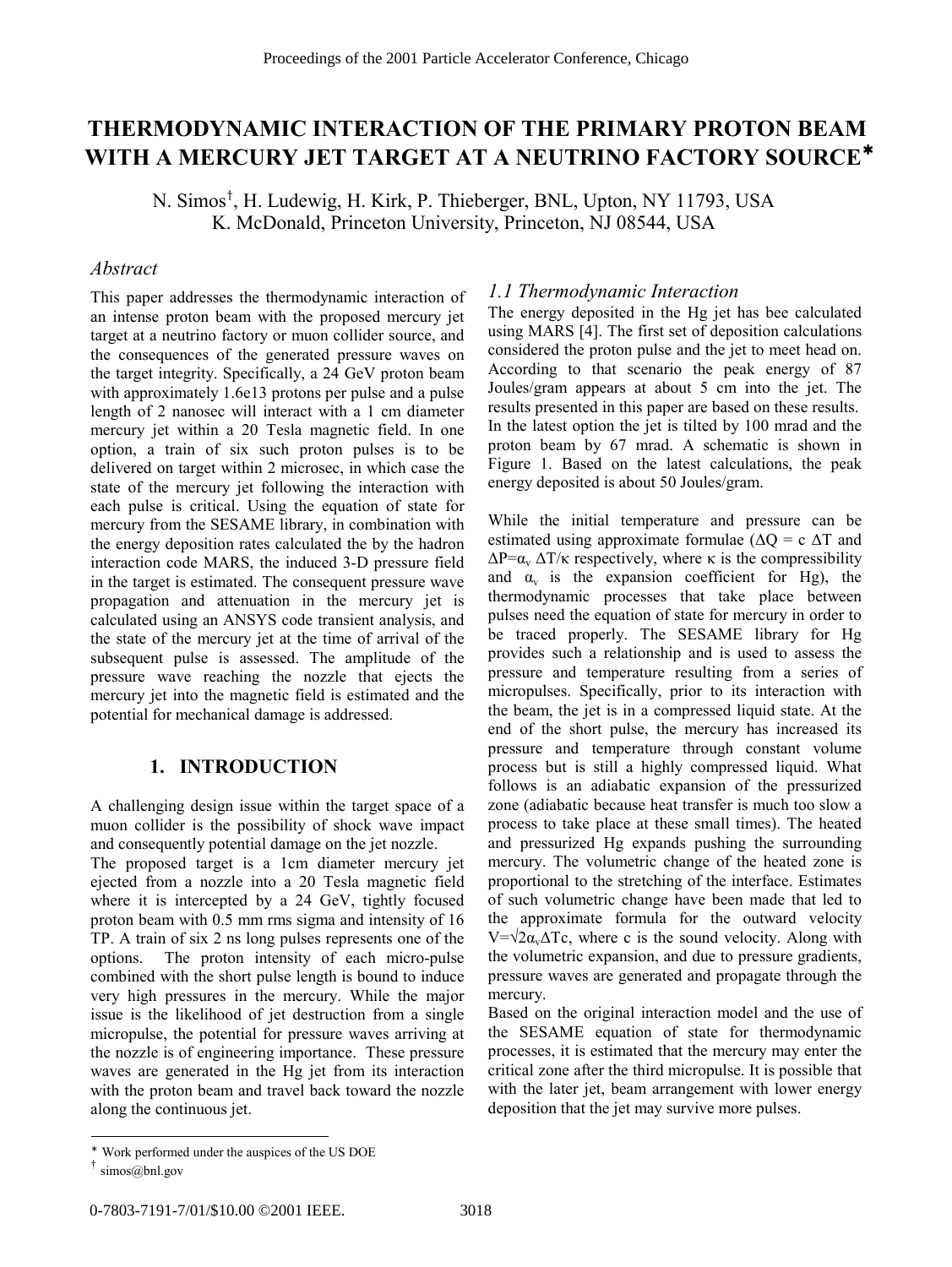# THERMODYNAMIC INTERACTION OF THE PRIMARY PROTON BEAM WITH A MERCURY JET TARGET AT A NEUTRINO FACTORY SOURCE*

N. Simos[†], H. Ludewig, H. Kirk, P. Thieberger, BNL, Upton, NY 11793, USA
K. McDonald, Princeton University, Princeton, NJ 08544, USA

## *Abstract*

This paper addresses the thermodynamic interaction of an intense proton beam with the proposed mercury jet target at a neutrino factory or muon collider source, and the consequences of the generated pressure waves on the target integrity. Specifically, a 24 GeV proton beam with approximately 1.6e13 protons per pulse and a pulse length of 2 nanosec will interact with a 1 cm diameter mercury jet within a 20 Tesla magnetic field. In one option, a train of six such proton pulses is to be delivered on target within 2 microsec, in which case the state of the mercury jet following the interaction with each pulse is critical. Using the equation of state for mercury from the SESAME library, in combination with the energy deposition rates calculated the by the hadron interaction code MARS, the induced 3-D pressure field in the target is estimated. The consequent pressure wave propagation and attenuation in the mercury jet is calculated using an ANSYS code transient analysis, and the state of the mercury jet at the time of arrival of the subsequent pulse is assessed. The amplitude of the pressure wave reaching the nozzle that ejects the mercury jet into the magnetic field is estimated and the potential for mechanical damage is addressed.

## 1. INTRODUCTION

A challenging design issue within the target space of a muon collider is the possibility of shock wave impact and consequently potential damage on the jet nozzle.

The proposed target is a 1cm diameter mercury jet ejected from a nozzle into a 20 Tesla magnetic field where it is intercepted by a 24 GeV, tightly focused proton beam with 0.5 mm rms sigma and intensity of 16 TP. A train of six 2 ns long pulses represents one of the options. The proton intensity of each micro-pulse combined with the short pulse length is bound to induce very high pressures in the mercury. While the major issue is the likelihood of jet destruction from a single micropulse, the potential for pressure waves arriving at the nozzle is of engineering importance. These pressure waves are generated in the Hg jet from its interaction with the proton beam and travel back toward the nozzle along the continuous jet.

### *1.1 Thermodynamic Interaction*

The energy deposited in the Hg jet has bee calculated using MARS [4]. The first set of deposition calculations considered the proton pulse and the jet to meet head on. According to that scenario the peak energy of 87 Joules/gram appears at about 5 cm into the jet. The results presented in this paper are based on these results. In the latest option the jet is tilted by 100 mrad and the proton beam by 67 mrad. A schematic is shown in Figure 1. Based on the latest calculations, the peak energy deposited is about 50 Joules/gram.

While the initial temperature and pressure can be estimated using approximate formulae ($\Delta Q = c\ \Delta T$ and $\Delta P = \alpha_v\ \Delta T/\kappa$ respectively, where $\kappa$ is the compressibility and $\alpha_v$ is the expansion coefficient for Hg), the thermodynamic processes that take place between pulses need the equation of state for mercury in order to be traced properly. The SESAME library for Hg provides such a relationship and is used to assess the pressure and temperature resulting from a series of micropulses. Specifically, prior to its interaction with the beam, the jet is in a compressed liquid state. At the end of the short pulse, the mercury has increased its pressure and temperature through constant volume process but is still a highly compressed liquid. What follows is an adiabatic expansion of the pressurized zone (adiabatic because heat transfer is much too slow a process to take place at these small times). The heated and pressurized Hg expands pushing the surrounding mercury. The volumetric change of the heated zone is proportional to the stretching of the interface. Estimates of such volumetric change have been made that led to the approximate formula for the outward velocity $V = \sqrt{2}\alpha_v \Delta T c$, where c is the sound velocity. Along with the volumetric expansion, and due to pressure gradients, pressure waves are generated and propagate through the mercury.

Based on the original interaction model and the use of the SESAME equation of state for thermodynamic processes, it is estimated that the mercury may enter the critical zone after the third micropulse. It is possible that with the later jet, beam arrangement with lower energy deposition that the jet may survive more pulses.

---

* Work performed under the auspices of the US DOE

[†] simos@bnl.gov

0-7803-7191-7/01/$10.00 ©2001 IEEE.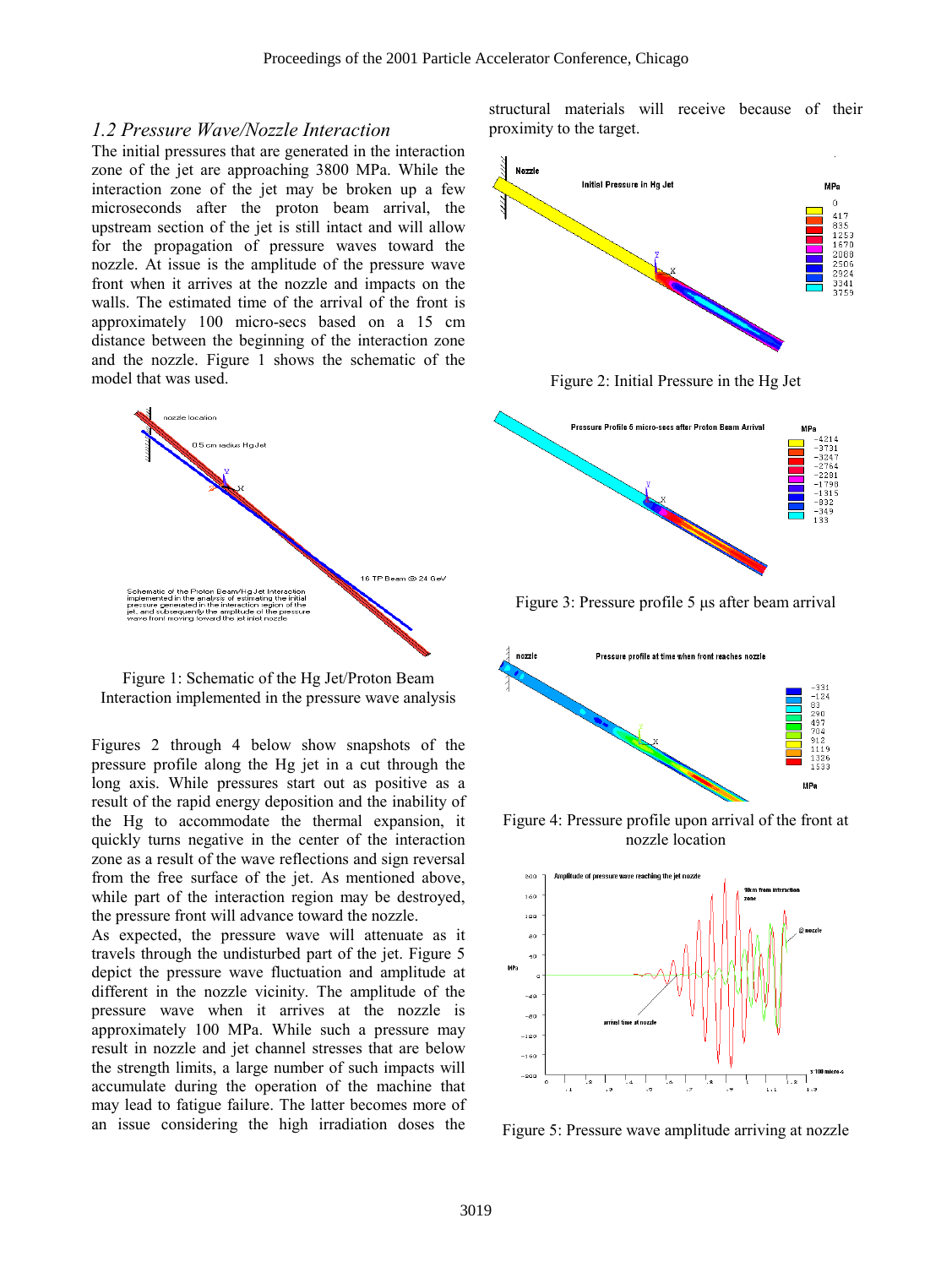### *1.2 Pressure Wave/Nozzle Interaction*

The initial pressures that are generated in the interaction zone of the jet are approaching 3800 MPa. While the interaction zone of the jet may be broken up a few microseconds after the proton beam arrival, the upstream section of the jet is still intact and will allow for the propagation of pressure waves toward the nozzle. At issue is the amplitude of the pressure wave front when it arrives at the nozzle and impacts on the walls. The estimated time of the arrival of the front is approximately 100 micro-secs based on a 15 cm distance between the beginning of the interaction zone and the nozzle. Figure 1 shows the schematic of the model that was used.

Figure 1: Schematic of the Hg Jet/Proton Beam Interaction implemented in the pressure wave analysis

Figures 2 through 4 below show snapshots of the pressure profile along the Hg jet in a cut through the long axis. While pressures start out as positive as a result of the rapid energy deposition and the inability of the Hg to accommodate the thermal expansion, it quickly turns negative in the center of the interaction zone as a result of the wave reflections and sign reversal from the free surface of the jet. As mentioned above, while part of the interaction region may be destroyed, the pressure front will advance toward the nozzle.

As expected, the pressure wave will attenuate as it travels through the undisturbed part of the jet. Figure 5 depict the pressure wave fluctuation and amplitude at different in the nozzle vicinity. The amplitude of the pressure wave when it arrives at the nozzle is approximately 100 MPa. While such a pressure may result in nozzle and jet channel stresses that are below the strength limits, a large number of such impacts will accumulate during the operation of the machine that may lead to fatigue failure. The latter becomes more of an issue considering the high irradiation doses the structural materials will receive because of their proximity to the target.

Figure 2: Initial Pressure in the Hg Jet

Figure 3: Pressure profile 5 μs after beam arrival

Figure 4: Pressure profile upon arrival of the front at nozzle location

Figure 5: Pressure wave amplitude arriving at nozzle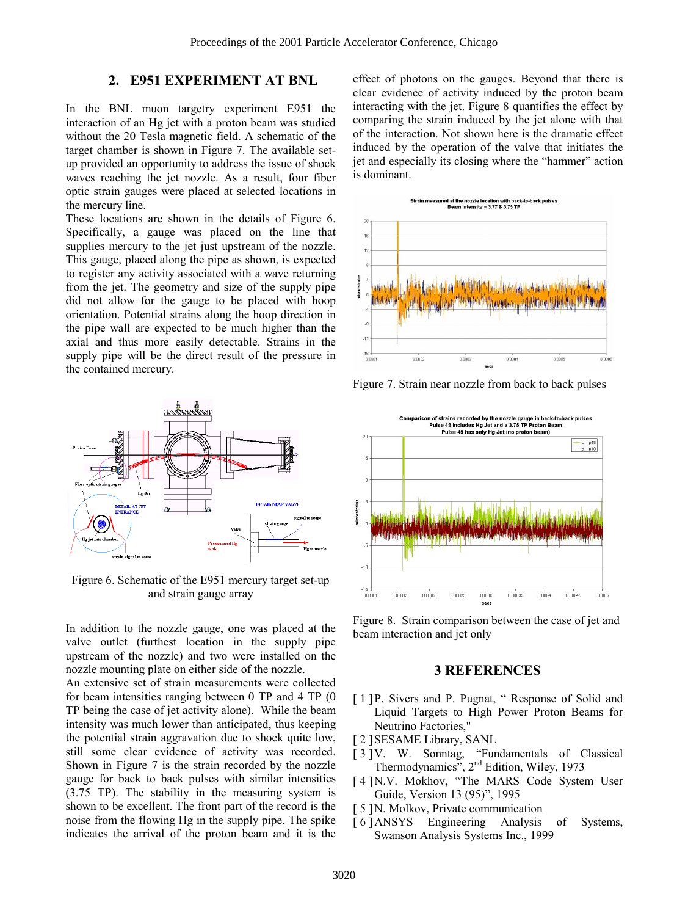## 2. E951 EXPERIMENT AT BNL

In the BNL muon targetry experiment E951 the interaction of an Hg jet with a proton beam was studied without the 20 Tesla magnetic field. A schematic of the target chamber is shown in Figure 7. The available set-up provided an opportunity to address the issue of shock waves reaching the jet nozzle. As a result, four fiber optic strain gauges were placed at selected locations in the mercury line.

These locations are shown in the details of Figure 6. Specifically, a gauge was placed on the line that supplies mercury to the jet just upstream of the nozzle. This gauge, placed along the pipe as shown, is expected to register any activity associated with a wave returning from the jet. The geometry and size of the supply pipe did not allow for the gauge to be placed with hoop orientation. Potential strains along the hoop direction in the pipe wall are expected to be much higher than the axial and thus more easily detectable. Strains in the supply pipe will be the direct result of the pressure in the contained mercury.

Proton Beam
Fiber optic strain gauges
Hg Jet
DETAIL AT JET ENTRANCE
Hg jet into chamber
strain signal to scope
DETAIL NEAR VALVE
signal to scope
strain gauge
Valve
Pressurized Hg tank
Hg to nozzle

Figure 6. Schematic of the E951 mercury target set-up and strain gauge array

In addition to the nozzle gauge, one was placed at the valve outlet (furthest location in the supply pipe upstream of the nozzle) and two were installed on the nozzle mounting plate on either side of the nozzle.

An extensive set of strain measurements were collected for beam intensities ranging between 0 TP and 4 TP (0 TP being the case of jet activity alone). While the beam intensity was much lower than anticipated, thus keeping the potential strain aggravation due to shock quite low, still some clear evidence of activity was recorded. Shown in Figure 7 is the strain recorded by the nozzle gauge for back to back pulses with similar intensities (3.75 TP). The stability in the measuring system is shown to be excellent. The front part of the record is the noise from the flowing Hg in the supply pipe. The spike indicates the arrival of the proton beam and it is the effect of photons on the gauges. Beyond that there is clear evidence of activity induced by the proton beam interacting with the jet. Figure 8 quantifies the effect by comparing the strain induced by the jet alone with that of the interaction. Not shown here is the dramatic effect induced by the operation of the valve that initiates the jet and especially its closing where the "hammer" action is dominant.

Strain measured at the nozzle location with back-to-back pulses
Beam intensity = 3.77 & 3.75 TP
micro-strains
20
16
12
8
4
0
-4
-8
-12
-16
0.0001
0.0002
0.0003
0.0004
0.0005
0.0006
secs

Figure 7. Strain near nozzle from back to back pulses

Comparison of strains recorded by the nozzle gauge in back-to-back pulses
Pulse 48 includes Hg Jet and a 3.75 TP Proton Beam
Pulse 49 has only Hg Jet (no proton beam)
g1_p48
g1_p49
microstrains
20
15
10
5
0
-5
-10
-15
0.0001
0.00015
0.0002
0.00025
0.0003
0.00035
0.0004
0.00045
0.0005
secs

Figure 8. Strain comparison between the case of jet and beam interaction and jet only

## 3 REFERENCES

[ 1 ] P. Sivers and P. Pugnat, " Response of Solid and Liquid Targets to High Power Proton Beams for Neutrino Factories,"

[ 2 ] SESAME Library, SANL

[ 3 ] V. W. Sonntag, "Fundamentals of Classical Thermodynamics", 2nd Edition, Wiley, 1973

[ 4 ] N.V. Mokhov, "The MARS Code System User Guide, Version 13 (95)", 1995

[ 5 ] N. Molkov, Private communication

[ 6 ] ANSYS Engineering Analysis of Systems, Swanson Analysis Systems Inc., 1999